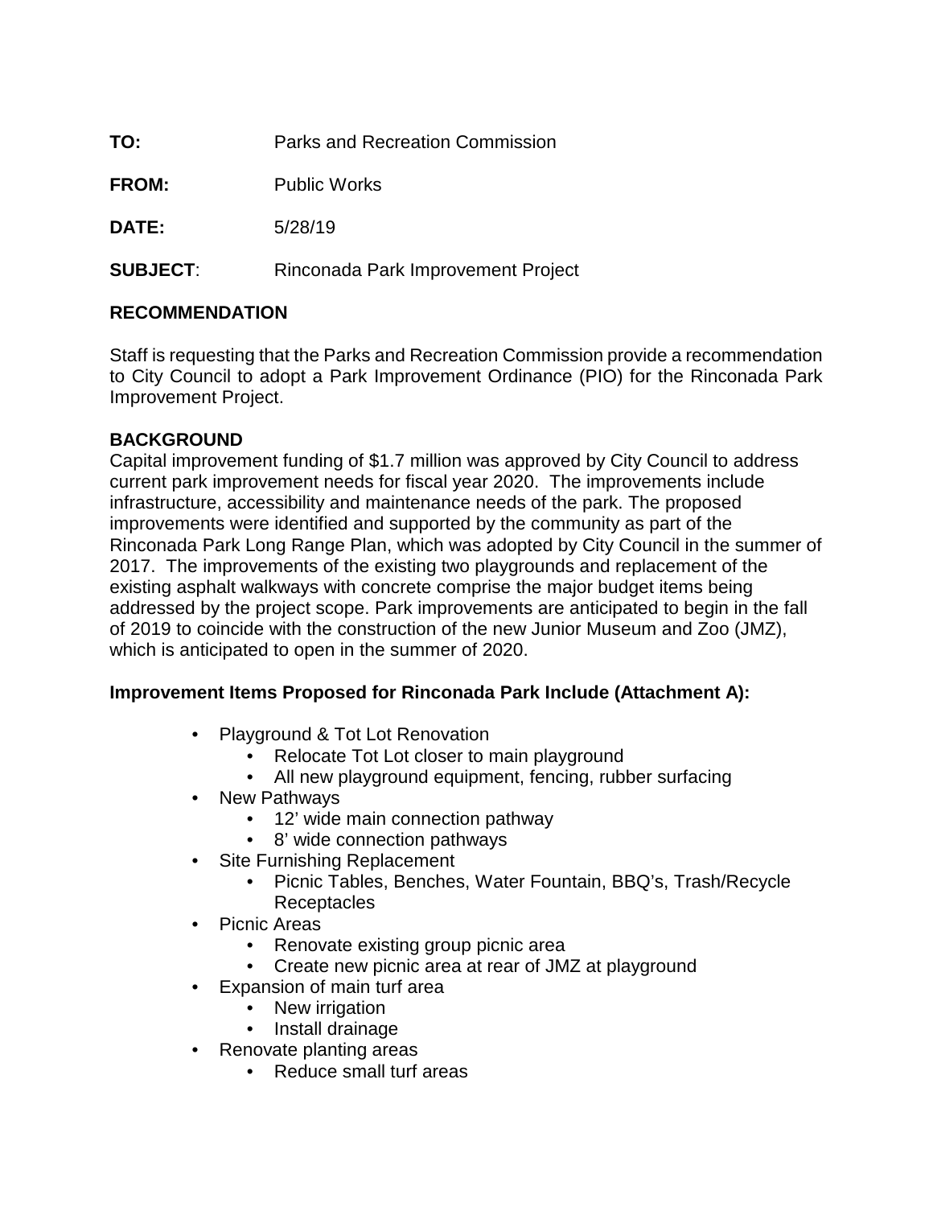**TO:** Parks and Recreation Commission

**FROM:** Public Works

**DATE:** 5/28/19

**SUBJECT**: Rinconada Park Improvement Project

## RECOMMENDATION

Staff is requesting that the Parks and Recreation Commission provide a recommendation to City Council to adopt a Park Improvement Ordinance (PIO) for the Rinconada Park Improvement Project.

## BACKGROUND

Capital improvement funding of $1.7 million was approved by City Council to address current park improvement needs for fiscal year 2020. The improvements include infrastructure, accessibility and maintenance needs of the park. The proposed improvements were identified and supported by the community as part of the Rinconada Park Long Range Plan, which was adopted by City Council in the summer of 2017. The improvements of the existing two playgrounds and replacement of the existing asphalt walkways with concrete comprise the major budget items being addressed by the project scope. Park improvements are anticipated to begin in the fall of 2019 to coincide with the construction of the new Junior Museum and Zoo (JMZ), which is anticipated to open in the summer of 2020.

### Improvement Items Proposed for Rinconada Park Include (Attachment A):

- Playground & Tot Lot Renovation
    - Relocate Tot Lot closer to main playground
    - All new playground equipment, fencing, rubber surfacing
- New Pathways
    - 12' wide main connection pathway
    - 8' wide connection pathways
- Site Furnishing Replacement
    - Picnic Tables, Benches, Water Fountain, BBQ's, Trash/Recycle Receptacles
- Picnic Areas
    - Renovate existing group picnic area
    - Create new picnic area at rear of JMZ at playground
- Expansion of main turf area
    - New irrigation
    - Install drainage
- Renovate planting areas
    - Reduce small turf areas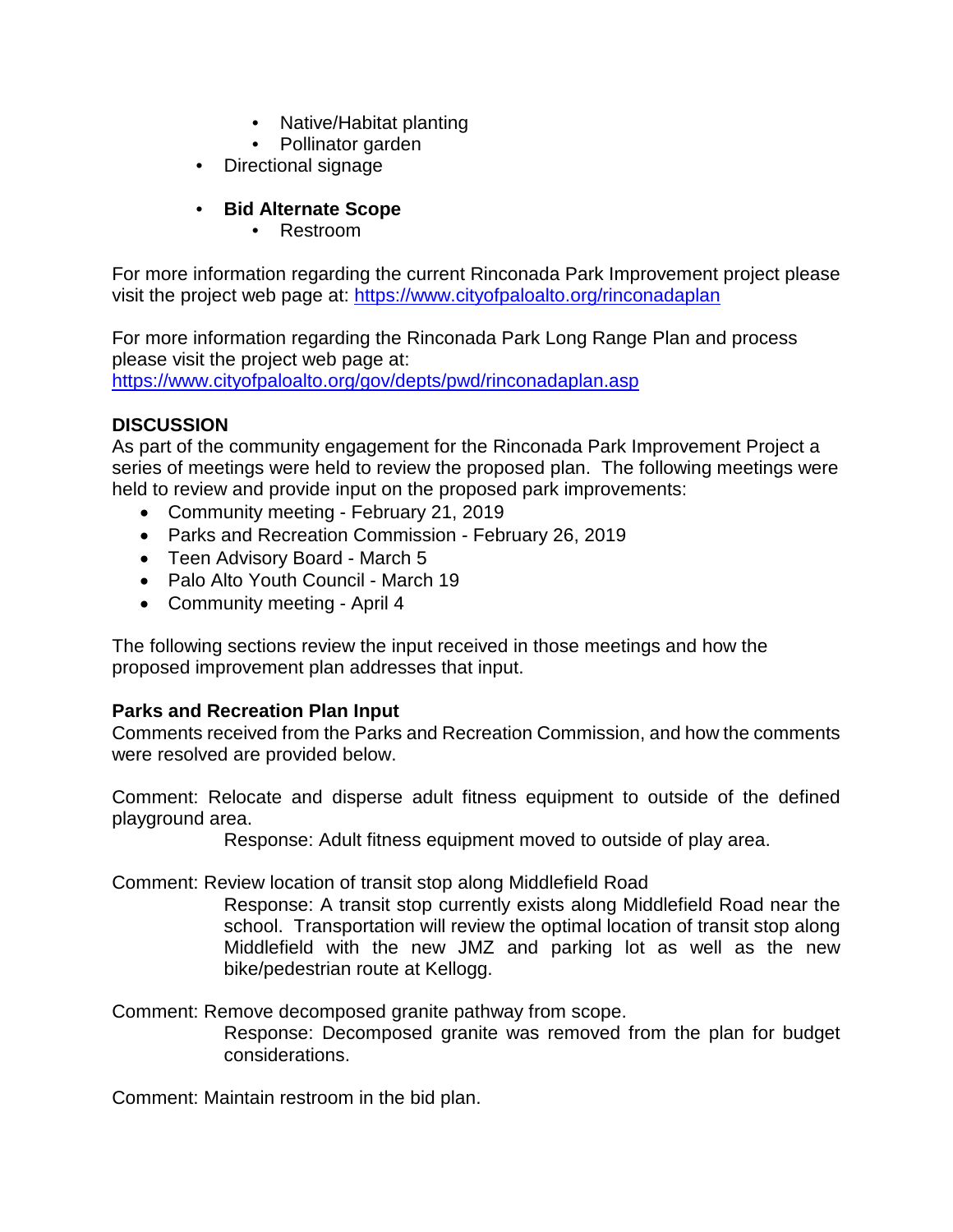- Native/Habitat planting
    - Pollinator garden
- Directional signage

- **Bid Alternate Scope**
    - Restroom

For more information regarding the current Rinconada Park Improvement project please visit the project web page at: [https://www.cityofpaloalto.org/rinconadaplan](https://www.cityofpaloalto.org/rinconadaplan)

For more information regarding the Rinconada Park Long Range Plan and process please visit the project web page at: [https://www.cityofpaloalto.org/gov/depts/pwd/rinconadaplan.asp](https://www.cityofpaloalto.org/gov/depts/pwd/rinconadaplan.asp)

**DISCUSSION**

As part of the community engagement for the Rinconada Park Improvement Project a series of meetings were held to review the proposed plan. The following meetings were held to review and provide input on the proposed park improvements:

- Community meeting - February 21, 2019
- Parks and Recreation Commission - February 26, 2019
- Teen Advisory Board - March 5
- Palo Alto Youth Council - March 19
- Community meeting - April 4

The following sections review the input received in those meetings and how the proposed improvement plan addresses that input.

**Parks and Recreation Plan Input**

Comments received from the Parks and Recreation Commission, and how the comments were resolved are provided below.

Comment: Relocate and disperse adult fitness equipment to outside of the defined playground area.

> Response: Adult fitness equipment moved to outside of play area.

Comment: Review location of transit stop along Middlefield Road

> Response: A transit stop currently exists along Middlefield Road near the school. Transportation will review the optimal location of transit stop along Middlefield with the new JMZ and parking lot as well as the new bike/pedestrian route at Kellogg.

Comment: Remove decomposed granite pathway from scope.

> Response: Decomposed granite was removed from the plan for budget considerations.

Comment: Maintain restroom in the bid plan.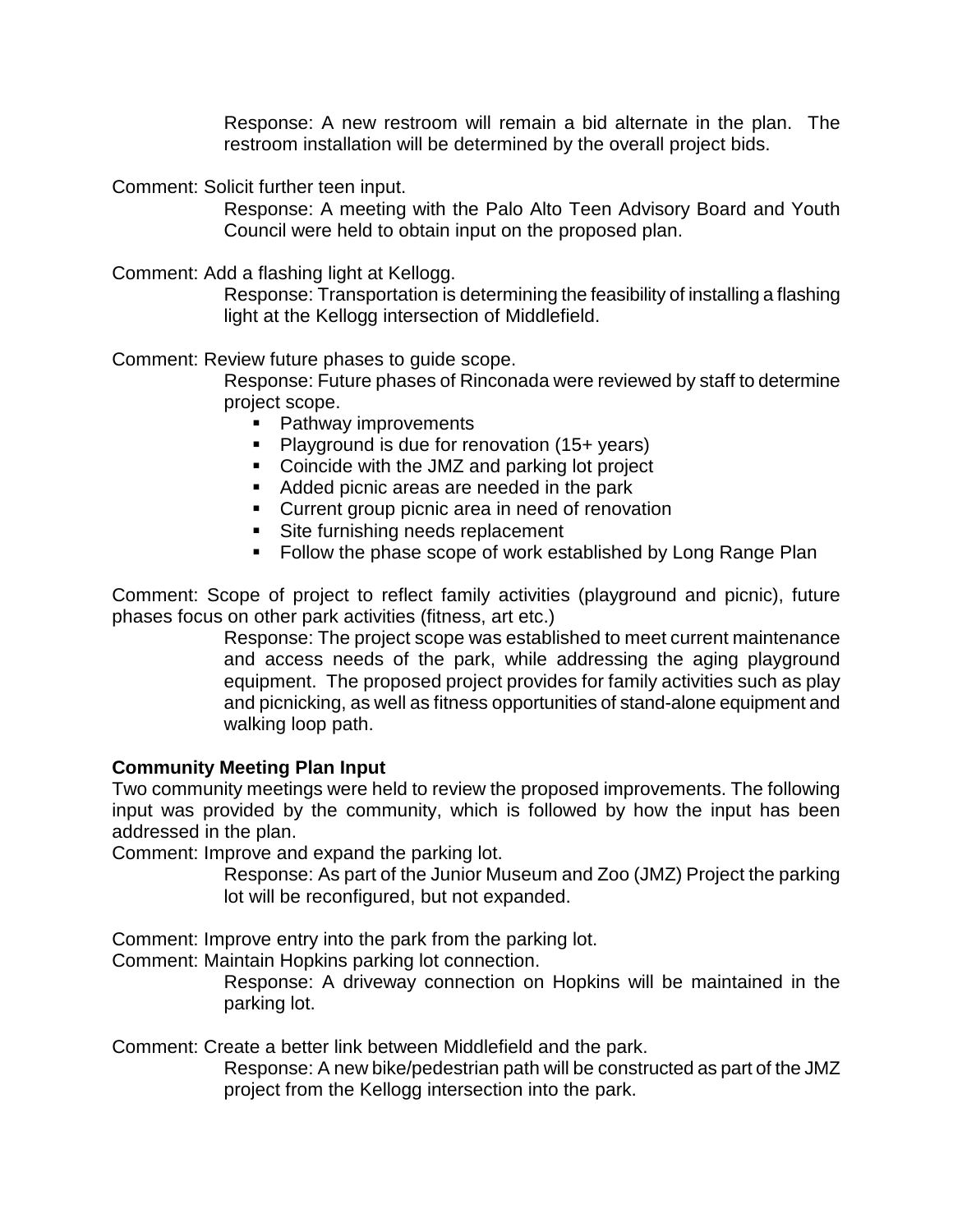Response: A new restroom will remain a bid alternate in the plan. The restroom installation will be determined by the overall project bids.

Comment: Solicit further teen input.

Response: A meeting with the Palo Alto Teen Advisory Board and Youth Council were held to obtain input on the proposed plan.

Comment: Add a flashing light at Kellogg.

Response: Transportation is determining the feasibility of installing a flashing light at the Kellogg intersection of Middlefield.

Comment: Review future phases to guide scope.

Response: Future phases of Rinconada were reviewed by staff to determine project scope.

- Pathway improvements
- Playground is due for renovation (15+ years)
- Coincide with the JMZ and parking lot project
- Added picnic areas are needed in the park
- Current group picnic area in need of renovation
- Site furnishing needs replacement
- Follow the phase scope of work established by Long Range Plan

Comment: Scope of project to reflect family activities (playground and picnic), future phases focus on other park activities (fitness, art etc.)

Response: The project scope was established to meet current maintenance and access needs of the park, while addressing the aging playground equipment. The proposed project provides for family activities such as play and picnicking, as well as fitness opportunities of stand-alone equipment and walking loop path.

**Community Meeting Plan Input**

Two community meetings were held to review the proposed improvements. The following input was provided by the community, which is followed by how the input has been addressed in the plan.

Comment: Improve and expand the parking lot.

Response: As part of the Junior Museum and Zoo (JMZ) Project the parking lot will be reconfigured, but not expanded.

Comment: Improve entry into the park from the parking lot.

Comment: Maintain Hopkins parking lot connection.

Response: A driveway connection on Hopkins will be maintained in the parking lot.

Comment: Create a better link between Middlefield and the park.

Response: A new bike/pedestrian path will be constructed as part of the JMZ project from the Kellogg intersection into the park.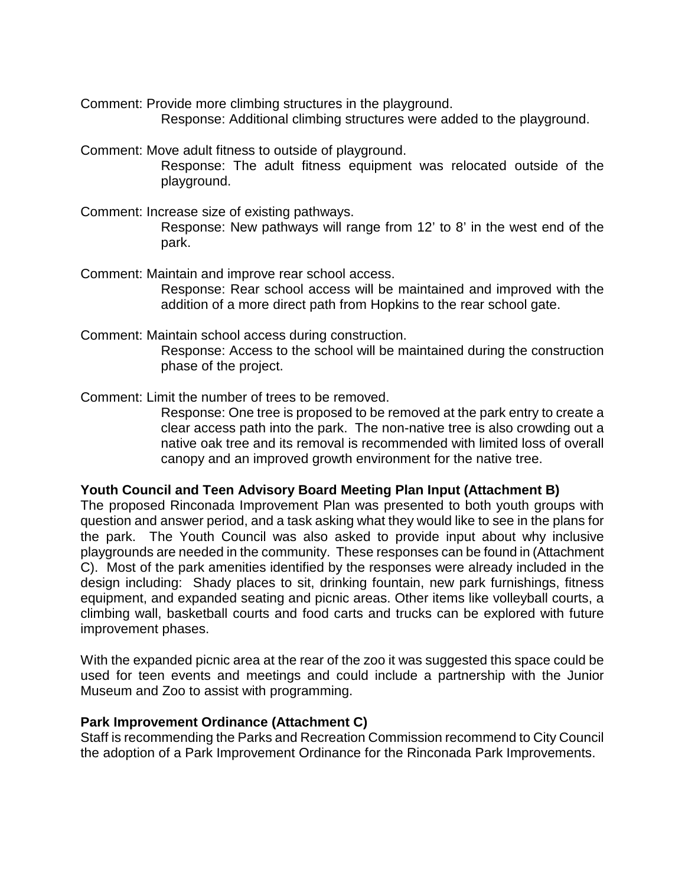Comment: Provide more climbing structures in the playground.

Response: Additional climbing structures were added to the playground.

Comment: Move adult fitness to outside of playground.

Response: The adult fitness equipment was relocated outside of the playground.

Comment: Increase size of existing pathways.

Response: New pathways will range from 12' to 8' in the west end of the park.

Comment: Maintain and improve rear school access.

Response: Rear school access will be maintained and improved with the addition of a more direct path from Hopkins to the rear school gate.

Comment: Maintain school access during construction.

Response: Access to the school will be maintained during the construction phase of the project.

Comment: Limit the number of trees to be removed.

Response: One tree is proposed to be removed at the park entry to create a clear access path into the park. The non-native tree is also crowding out a native oak tree and its removal is recommended with limited loss of overall canopy and an improved growth environment for the native tree.

**Youth Council and Teen Advisory Board Meeting Plan Input (Attachment B)**

The proposed Rinconada Improvement Plan was presented to both youth groups with question and answer period, and a task asking what they would like to see in the plans for the park. The Youth Council was also asked to provide input about why inclusive playgrounds are needed in the community. These responses can be found in (Attachment C). Most of the park amenities identified by the responses were already included in the design including: Shady places to sit, drinking fountain, new park furnishings, fitness equipment, and expanded seating and picnic areas. Other items like volleyball courts, a climbing wall, basketball courts and food carts and trucks can be explored with future improvement phases.

With the expanded picnic area at the rear of the zoo it was suggested this space could be used for teen events and meetings and could include a partnership with the Junior Museum and Zoo to assist with programming.

**Park Improvement Ordinance (Attachment C)**

Staff is recommending the Parks and Recreation Commission recommend to City Council the adoption of a Park Improvement Ordinance for the Rinconada Park Improvements.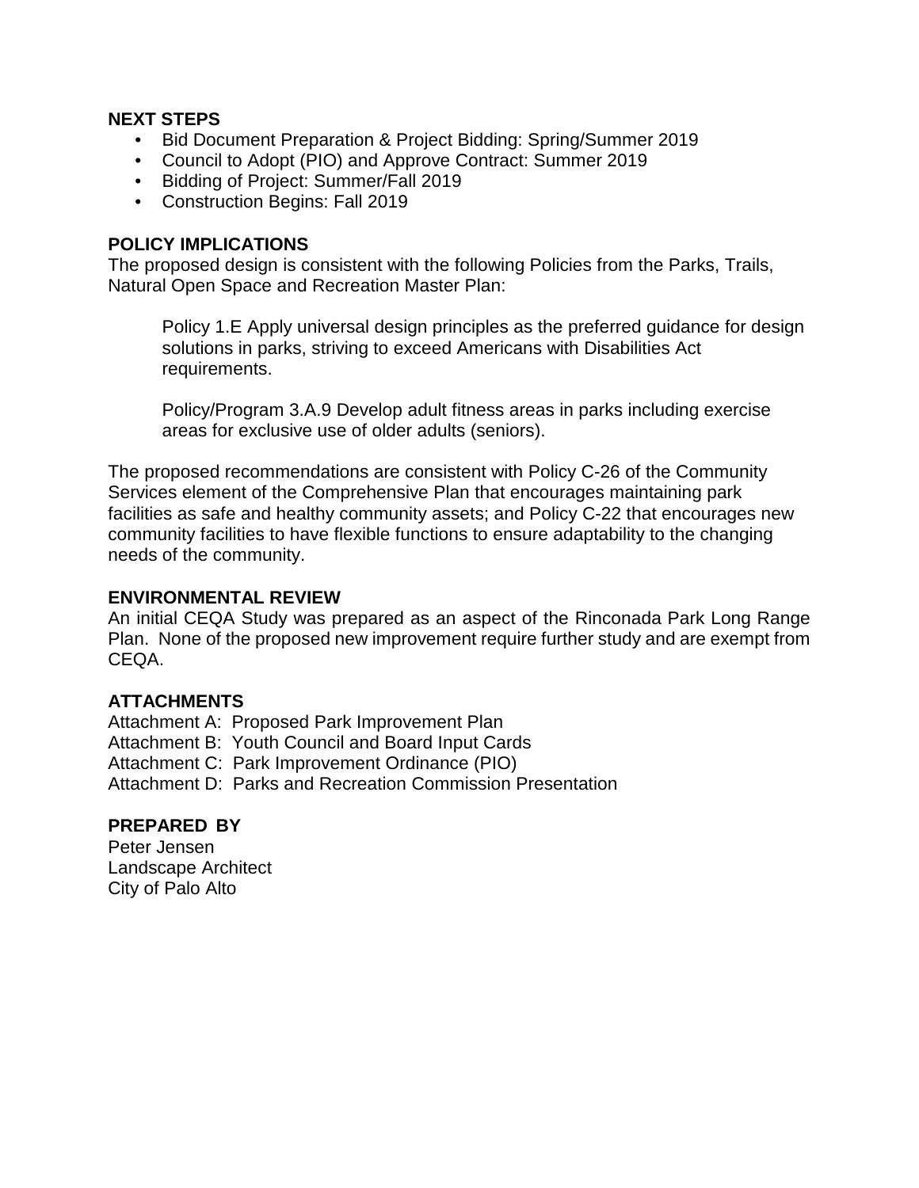**NEXT STEPS**

- Bid Document Preparation & Project Bidding: Spring/Summer 2019
- Council to Adopt (PIO) and Approve Contract: Summer 2019
- Bidding of Project: Summer/Fall 2019
- Construction Begins: Fall 2019

**POLICY IMPLICATIONS**

The proposed design is consistent with the following Policies from the Parks, Trails, Natural Open Space and Recreation Master Plan:

> Policy 1.E Apply universal design principles as the preferred guidance for design solutions in parks, striving to exceed Americans with Disabilities Act requirements.
>
> Policy/Program 3.A.9 Develop adult fitness areas in parks including exercise areas for exclusive use of older adults (seniors).

The proposed recommendations are consistent with Policy C-26 of the Community Services element of the Comprehensive Plan that encourages maintaining park facilities as safe and healthy community assets; and Policy C-22 that encourages new community facilities to have flexible functions to ensure adaptability to the changing needs of the community.

**ENVIRONMENTAL REVIEW**

An initial CEQA Study was prepared as an aspect of the Rinconada Park Long Range Plan. None of the proposed new improvement require further study and are exempt from CEQA.

**ATTACHMENTS**

Attachment A: Proposed Park Improvement Plan
Attachment B: Youth Council and Board Input Cards
Attachment C: Park Improvement Ordinance (PIO)
Attachment D: Parks and Recreation Commission Presentation

**PREPARED BY**

Peter Jensen
Landscape Architect
City of Palo Alto